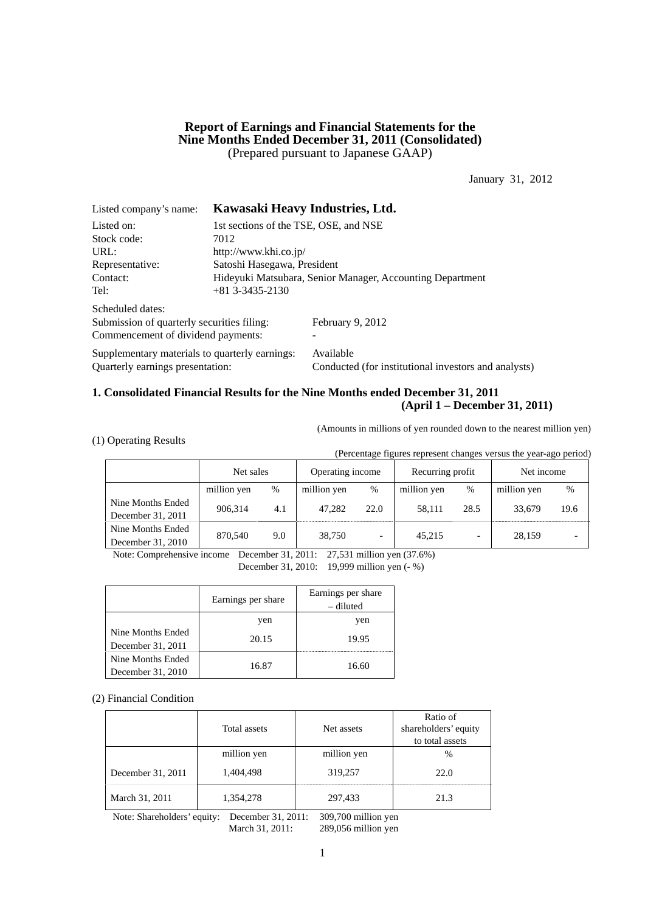# Report of Earnings and Financial Statements for the Nine Months Ended December 31, 2011 (Consolidated)

(Prepared pursuant to Japanese GAAP)

January 31, 2012

Listed company's name: **Kawasaki Heavy Industries, Ltd.**

Listed on: 1st sections of the TSE, OSE, and NSE
Stock code: 7012
URL: http://www.khi.co.jp/
Representative: Satoshi Hasegawa, President
Contact: Hideyuki Matsubara, Senior Manager, Accounting Department
Tel: +81 3-3435-2130

Scheduled dates:
Submission of quarterly securities filing: February 9, 2012
Commencement of dividend payments: -

Supplementary materials to quarterly earnings: Available
Quarterly earnings presentation: Conducted (for institutional investors and analysts)

## 1. Consolidated Financial Results for the Nine Months ended December 31, 2011 (April 1 – December 31, 2011)

(Amounts in millions of yen rounded down to the nearest million yen)

(1) Operating Results

(Percentage figures represent changes versus the year-ago period)

| | Net sales | | Operating income | | Recurring profit | | Net income | |
|---|---|---|---|---|---|---|---|---|
| | million yen | % | million yen | % | million yen | % | million yen | % |
| Nine Months Ended December 31, 2011 | 906,314 | 4.1 | 47,282 | 22.0 | 58,111 | 28.5 | 33,679 | 19.6 |
| Nine Months Ended December 31, 2010 | 870,540 | 9.0 | 38,750 | - | 45,215 | - | 28,159 | - |

Note: Comprehensive income December 31, 2011: 27,531 million yen (37.6%)
December 31, 2010: 19,999 million yen (- %)

| | Earnings per share | Earnings per share – diluted |
|---|---|---|
| | yen | yen |
| Nine Months Ended December 31, 2011 | 20.15 | 19.95 |
| Nine Months Ended December 31, 2010 | 16.87 | 16.60 |

(2) Financial Condition

| | Total assets | Net assets | Ratio of shareholders' equity to total assets |
|---|---|---|---|
| | million yen | million yen | % |
| December 31, 2011 | 1,404,498 | 319,257 | 22.0 |
| March 31, 2011 | 1,354,278 | 297,433 | 21.3 |

Note: Shareholders' equity: December 31, 2011: 309,700 million yen
March 31, 2011: 289,056 million yen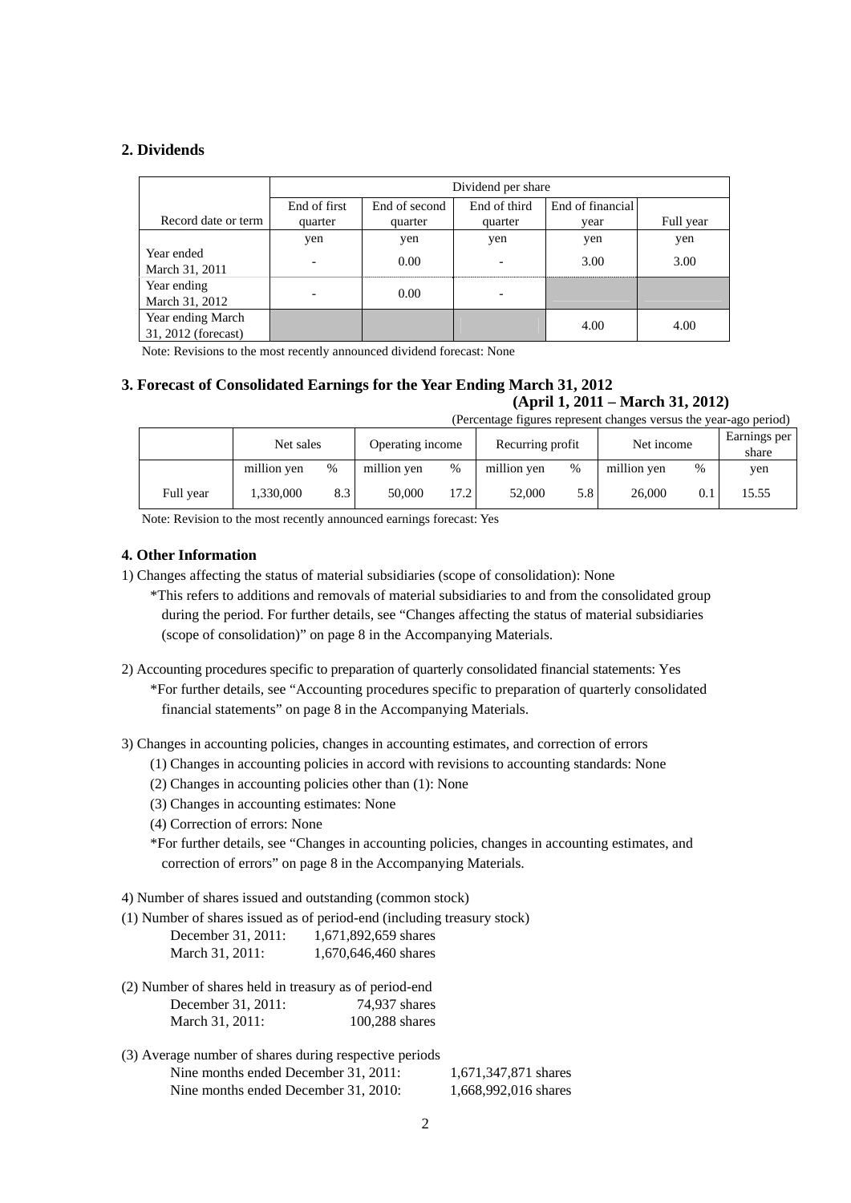## 2. Dividends

| Record date or term | Dividend per share | | | | |
|---|---|---|---|---|---|
| | End of first quarter | End of second quarter | End of third quarter | End of financial year | Full year |
| | yen | yen | yen | yen | yen |
| Year ended March 31, 2011 | - | 0.00 | - | 3.00 | 3.00 |
| Year ending March 31, 2012 | - | 0.00 | - | | |
| Year ending March 31, 2012 (forecast) | | | | 4.00 | 4.00 |

Note: Revisions to the most recently announced dividend forecast: None

## 3. Forecast of Consolidated Earnings for the Year Ending March 31, 2012

**(April 1, 2011 – March 31, 2012)**

(Percentage figures represent changes versus the year-ago period)

| | Net sales | | Operating income | | Recurring profit | | Net income | | Earnings per share |
|---|---|---|---|---|---|---|---|---|---|
| | million yen | % | million yen | % | million yen | % | million yen | % | yen |
| Full year | 1,330,000 | 8.3 | 50,000 | 17.2 | 52,000 | 5.8 | 26,000 | 0.1 | 15.55 |

Note: Revision to the most recently announced earnings forecast: Yes

## 4. Other Information

1) Changes affecting the status of material subsidiaries (scope of consolidation): None

*This refers to additions and removals of material subsidiaries to and from the consolidated group during the period. For further details, see "Changes affecting the status of material subsidiaries (scope of consolidation)" on page 8 in the Accompanying Materials.

2) Accounting procedures specific to preparation of quarterly consolidated financial statements: Yes

*For further details, see "Accounting procedures specific to preparation of quarterly consolidated financial statements" on page 8 in the Accompanying Materials.

3) Changes in accounting policies, changes in accounting estimates, and correction of errors

(1) Changes in accounting policies in accord with revisions to accounting standards: None

(2) Changes in accounting policies other than (1): None

(3) Changes in accounting estimates: None

(4) Correction of errors: None

*For further details, see "Changes in accounting policies, changes in accounting estimates, and correction of errors" on page 8 in the Accompanying Materials.

4) Number of shares issued and outstanding (common stock)

(1) Number of shares issued as of period-end (including treasury stock)

December 31, 2011: 1,671,892,659 shares
March 31, 2011: 1,670,646,460 shares

(2) Number of shares held in treasury as of period-end

December 31, 2011: 74,937 shares
March 31, 2011: 100,288 shares

(3) Average number of shares during respective periods

Nine months ended December 31, 2011: 1,671,347,871 shares
Nine months ended December 31, 2010: 1,668,992,016 shares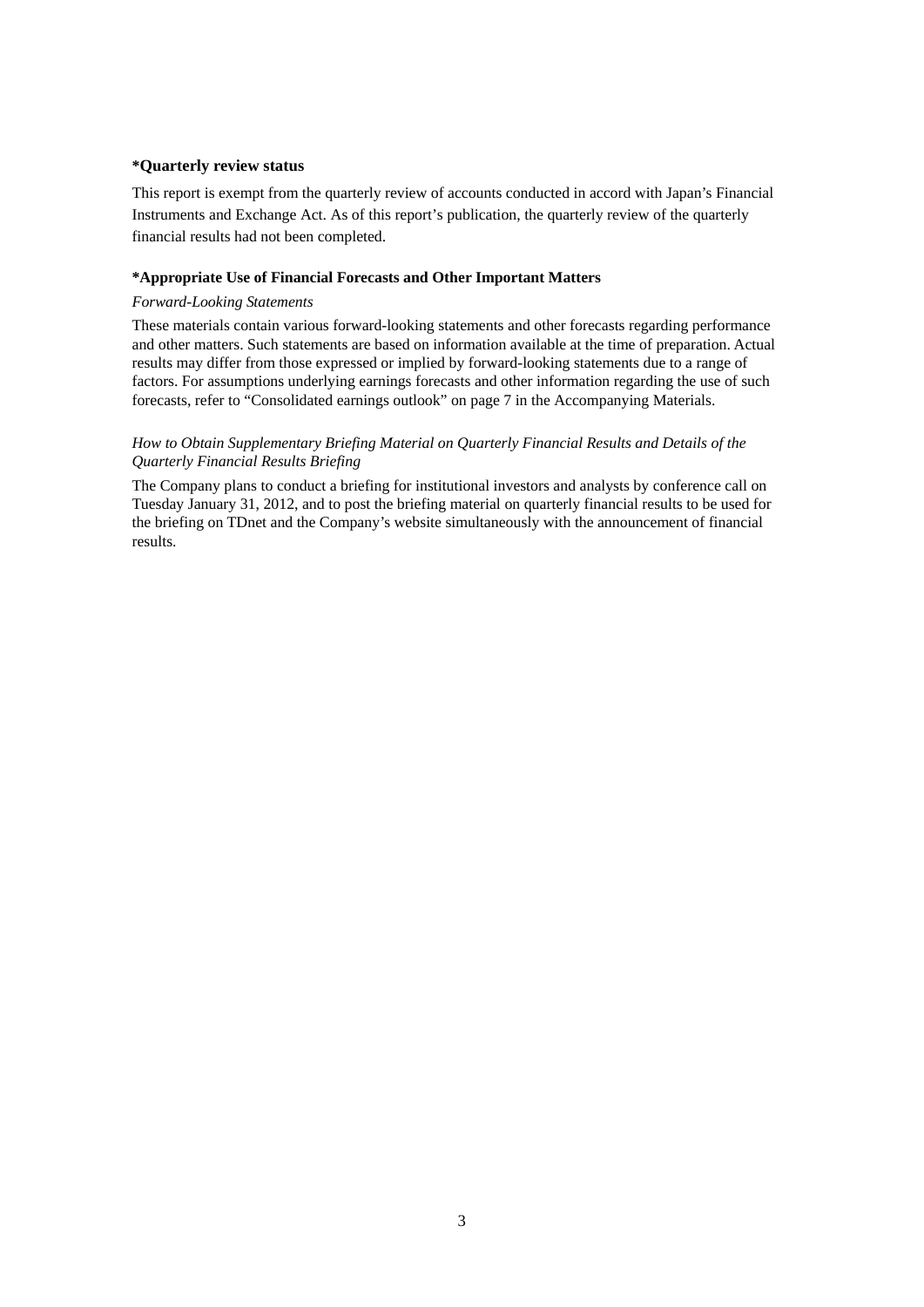**\*Quarterly review status**

This report is exempt from the quarterly review of accounts conducted in accord with Japan's Financial Instruments and Exchange Act. As of this report's publication, the quarterly review of the quarterly financial results had not been completed.

**\*Appropriate Use of Financial Forecasts and Other Important Matters**

*Forward-Looking Statements*

These materials contain various forward-looking statements and other forecasts regarding performance and other matters. Such statements are based on information available at the time of preparation. Actual results may differ from those expressed or implied by forward-looking statements due to a range of factors. For assumptions underlying earnings forecasts and other information regarding the use of such forecasts, refer to "Consolidated earnings outlook" on page 7 in the Accompanying Materials.

*How to Obtain Supplementary Briefing Material on Quarterly Financial Results and Details of the Quarterly Financial Results Briefing*

The Company plans to conduct a briefing for institutional investors and analysts by conference call on Tuesday January 31, 2012, and to post the briefing material on quarterly financial results to be used for the briefing on TDnet and the Company's website simultaneously with the announcement of financial results.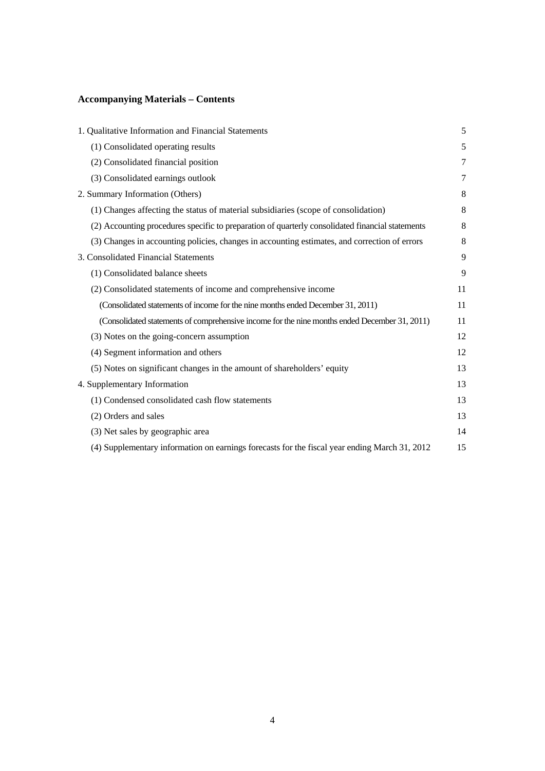## Accompanying Materials – Contents

| | |
|---|---|
| 1. Qualitative Information and Financial Statements | 5 |
| (1) Consolidated operating results | 5 |
| (2) Consolidated financial position | 7 |
| (3) Consolidated earnings outlook | 7 |
| 2. Summary Information (Others) | 8 |
| (1) Changes affecting the status of material subsidiaries (scope of consolidation) | 8 |
| (2) Accounting procedures specific to preparation of quarterly consolidated financial statements | 8 |
| (3) Changes in accounting policies, changes in accounting estimates, and correction of errors | 8 |
| 3. Consolidated Financial Statements | 9 |
| (1) Consolidated balance sheets | 9 |
| (2) Consolidated statements of income and comprehensive income | 11 |
| (Consolidated statements of income for the nine months ended December 31, 2011) | 11 |
| (Consolidated statements of comprehensive income for the nine months ended December 31, 2011) | 11 |
| (3) Notes on the going-concern assumption | 12 |
| (4) Segment information and others | 12 |
| (5) Notes on significant changes in the amount of shareholders' equity | 13 |
| 4. Supplementary Information | 13 |
| (1) Condensed consolidated cash flow statements | 13 |
| (2) Orders and sales | 13 |
| (3) Net sales by geographic area | 14 |
| (4) Supplementary information on earnings forecasts for the fiscal year ending March 31, 2012 | 15 |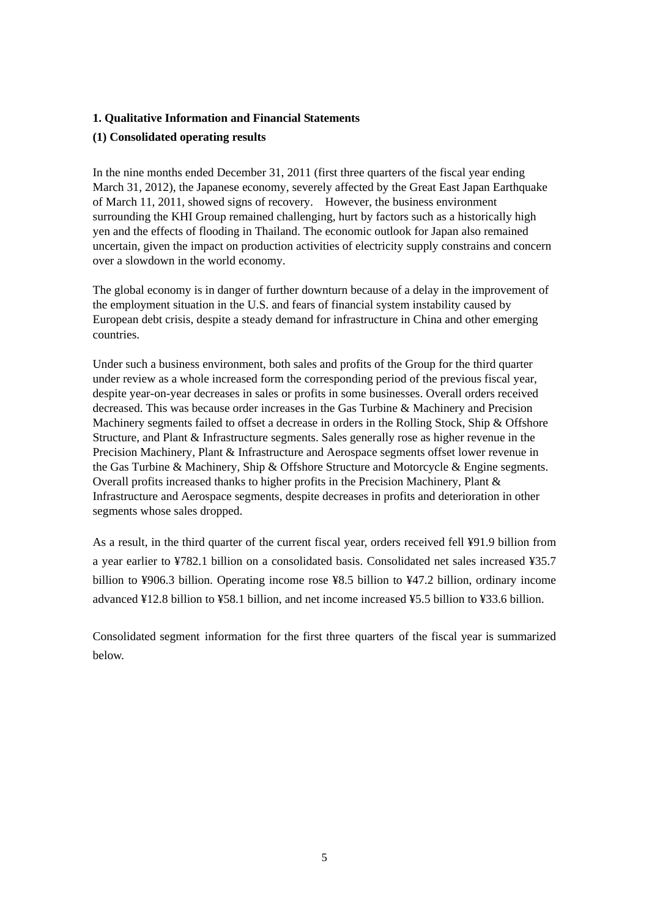**1. Qualitative Information and Financial Statements**

**(1) Consolidated operating results**

In the nine months ended December 31, 2011 (first three quarters of the fiscal year ending March 31, 2012), the Japanese economy, severely affected by the Great East Japan Earthquake of March 11, 2011, showed signs of recovery. However, the business environment surrounding the KHI Group remained challenging, hurt by factors such as a historically high yen and the effects of flooding in Thailand. The economic outlook for Japan also remained uncertain, given the impact on production activities of electricity supply constrains and concern over a slowdown in the world economy.

The global economy is in danger of further downturn because of a delay in the improvement of the employment situation in the U.S. and fears of financial system instability caused by European debt crisis, despite a steady demand for infrastructure in China and other emerging countries.

Under such a business environment, both sales and profits of the Group for the third quarter under review as a whole increased form the corresponding period of the previous fiscal year, despite year-on-year decreases in sales or profits in some businesses. Overall orders received decreased. This was because order increases in the Gas Turbine & Machinery and Precision Machinery segments failed to offset a decrease in orders in the Rolling Stock, Ship & Offshore Structure, and Plant & Infrastructure segments. Sales generally rose as higher revenue in the Precision Machinery, Plant & Infrastructure and Aerospace segments offset lower revenue in the Gas Turbine & Machinery, Ship & Offshore Structure and Motorcycle & Engine segments. Overall profits increased thanks to higher profits in the Precision Machinery, Plant & Infrastructure and Aerospace segments, despite decreases in profits and deterioration in other segments whose sales dropped.

As a result, in the third quarter of the current fiscal year, orders received fell ¥91.9 billion from a year earlier to ¥782.1 billion on a consolidated basis. Consolidated net sales increased ¥35.7 billion to ¥906.3 billion. Operating income rose ¥8.5 billion to ¥47.2 billion, ordinary income advanced ¥12.8 billion to ¥58.1 billion, and net income increased ¥5.5 billion to ¥33.6 billion.

Consolidated segment information for the first three quarters of the fiscal year is summarized below.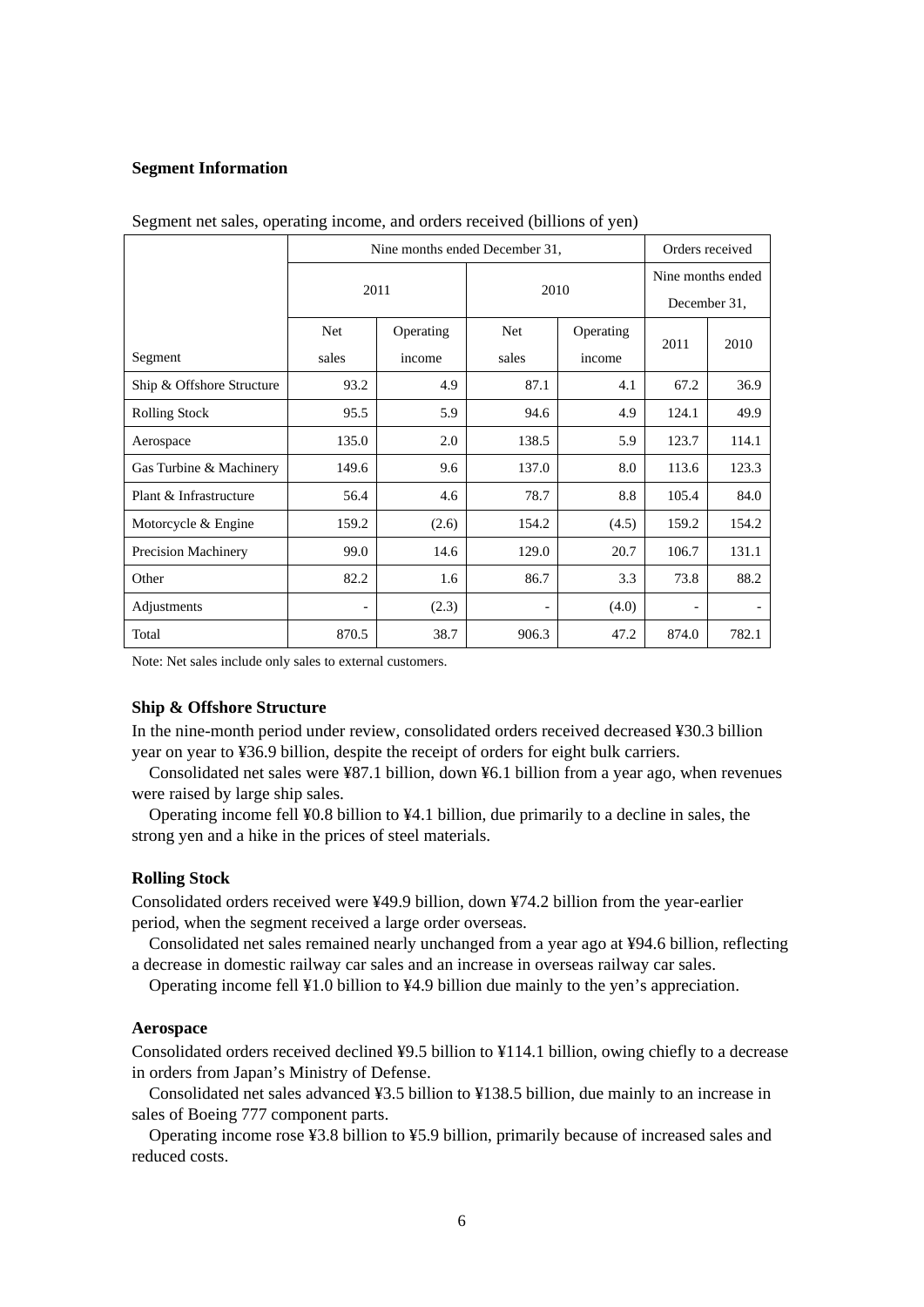**Segment Information**

Segment net sales, operating income, and orders received (billions of yen)

| | Nine months ended December 31, | | | | Orders received | |
|---|---|---|---|---|---|---|
| | 2011 | | 2010 | | Nine months ended December 31, | |
| Segment | Net sales | Operating income | Net sales | Operating income | 2011 | 2010 |
| Ship & Offshore Structure | 93.2 | 4.9 | 87.1 | 4.1 | 67.2 | 36.9 |
| Rolling Stock | 95.5 | 5.9 | 94.6 | 4.9 | 124.1 | 49.9 |
| Aerospace | 135.0 | 2.0 | 138.5 | 5.9 | 123.7 | 114.1 |
| Gas Turbine & Machinery | 149.6 | 9.6 | 137.0 | 8.0 | 113.6 | 123.3 |
| Plant & Infrastructure | 56.4 | 4.6 | 78.7 | 8.8 | 105.4 | 84.0 |
| Motorcycle & Engine | 159.2 | (2.6) | 154.2 | (4.5) | 159.2 | 154.2 |
| Precision Machinery | 99.0 | 14.6 | 129.0 | 20.7 | 106.7 | 131.1 |
| Other | 82.2 | 1.6 | 86.7 | 3.3 | 73.8 | 88.2 |
| Adjustments | - | (2.3) | - | (4.0) | - | - |
| Total | 870.5 | 38.7 | 906.3 | 47.2 | 874.0 | 782.1 |

Note: Net sales include only sales to external customers.

**Ship & Offshore Structure**

In the nine-month period under review, consolidated orders received decreased ¥30.3 billion year on year to ¥36.9 billion, despite the receipt of orders for eight bulk carriers.

Consolidated net sales were ¥87.1 billion, down ¥6.1 billion from a year ago, when revenues were raised by large ship sales.

Operating income fell ¥0.8 billion to ¥4.1 billion, due primarily to a decline in sales, the strong yen and a hike in the prices of steel materials.

**Rolling Stock**

Consolidated orders received were ¥49.9 billion, down ¥74.2 billion from the year-earlier period, when the segment received a large order overseas.

Consolidated net sales remained nearly unchanged from a year ago at ¥94.6 billion, reflecting a decrease in domestic railway car sales and an increase in overseas railway car sales.

Operating income fell ¥1.0 billion to ¥4.9 billion due mainly to the yen's appreciation.

**Aerospace**

Consolidated orders received declined ¥9.5 billion to ¥114.1 billion, owing chiefly to a decrease in orders from Japan's Ministry of Defense.

Consolidated net sales advanced ¥3.5 billion to ¥138.5 billion, due mainly to an increase in sales of Boeing 777 component parts.

Operating income rose ¥3.8 billion to ¥5.9 billion, primarily because of increased sales and reduced costs.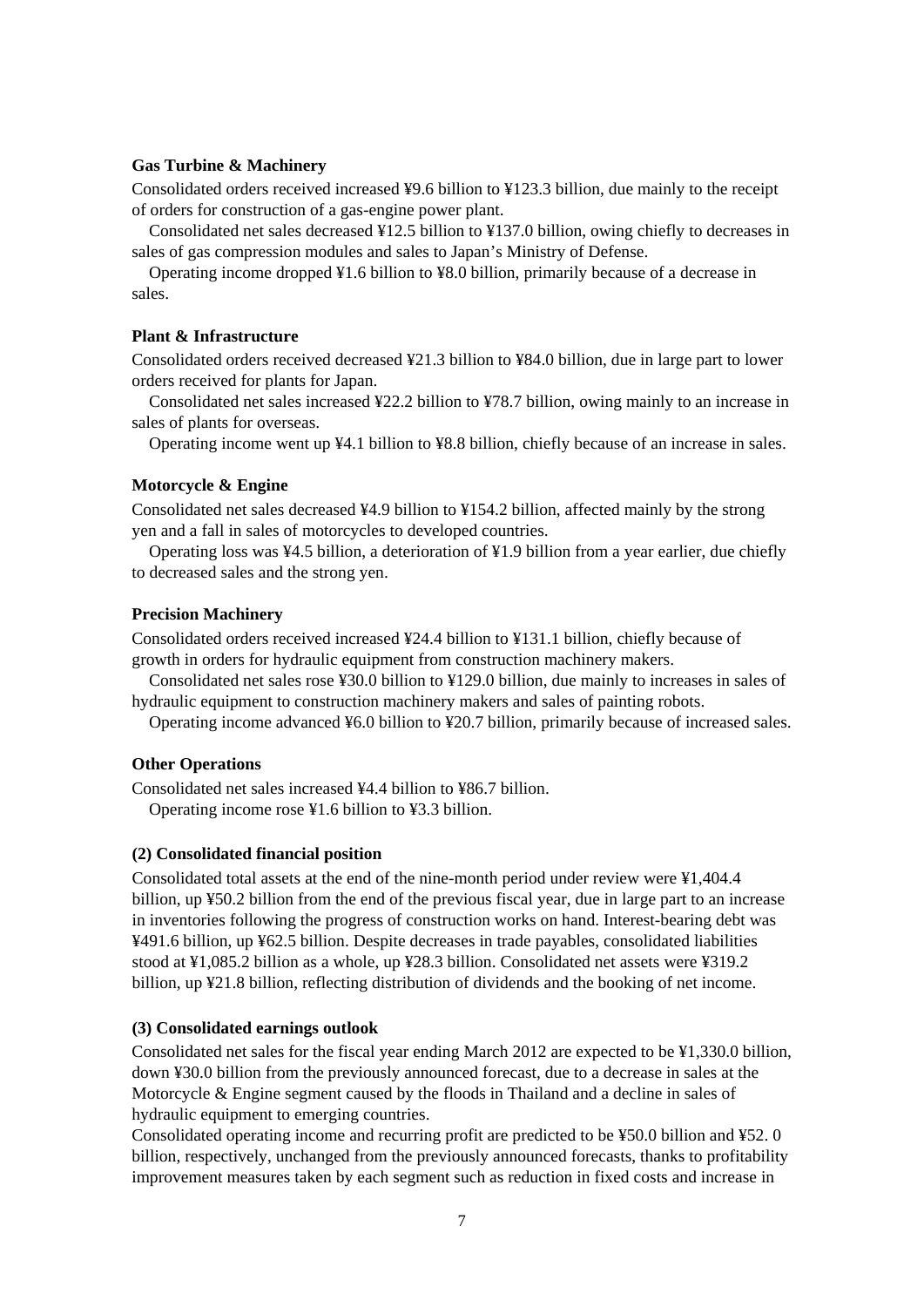**Gas Turbine & Machinery**

Consolidated orders received increased ¥9.6 billion to ¥123.3 billion, due mainly to the receipt of orders for construction of a gas-engine power plant.

Consolidated net sales decreased ¥12.5 billion to ¥137.0 billion, owing chiefly to decreases in sales of gas compression modules and sales to Japan's Ministry of Defense.

Operating income dropped ¥1.6 billion to ¥8.0 billion, primarily because of a decrease in sales.

**Plant & Infrastructure**

Consolidated orders received decreased ¥21.3 billion to ¥84.0 billion, due in large part to lower orders received for plants for Japan.

Consolidated net sales increased ¥22.2 billion to ¥78.7 billion, owing mainly to an increase in sales of plants for overseas.

Operating income went up ¥4.1 billion to ¥8.8 billion, chiefly because of an increase in sales.

**Motorcycle & Engine**

Consolidated net sales decreased ¥4.9 billion to ¥154.2 billion, affected mainly by the strong yen and a fall in sales of motorcycles to developed countries.

Operating loss was ¥4.5 billion, a deterioration of ¥1.9 billion from a year earlier, due chiefly to decreased sales and the strong yen.

**Precision Machinery**

Consolidated orders received increased ¥24.4 billion to ¥131.1 billion, chiefly because of growth in orders for hydraulic equipment from construction machinery makers.

Consolidated net sales rose ¥30.0 billion to ¥129.0 billion, due mainly to increases in sales of hydraulic equipment to construction machinery makers and sales of painting robots.

Operating income advanced ¥6.0 billion to ¥20.7 billion, primarily because of increased sales.

**Other Operations**

Consolidated net sales increased ¥4.4 billion to ¥86.7 billion.

Operating income rose ¥1.6 billion to ¥3.3 billion.

**(2) Consolidated financial position**

Consolidated total assets at the end of the nine-month period under review were ¥1,404.4 billion, up ¥50.2 billion from the end of the previous fiscal year, due in large part to an increase in inventories following the progress of construction works on hand. Interest-bearing debt was ¥491.6 billion, up ¥62.5 billion. Despite decreases in trade payables, consolidated liabilities stood at ¥1,085.2 billion as a whole, up ¥28.3 billion. Consolidated net assets were ¥319.2 billion, up ¥21.8 billion, reflecting distribution of dividends and the booking of net income.

**(3) Consolidated earnings outlook**

Consolidated net sales for the fiscal year ending March 2012 are expected to be ¥1,330.0 billion, down ¥30.0 billion from the previously announced forecast, due to a decrease in sales at the Motorcycle & Engine segment caused by the floods in Thailand and a decline in sales of hydraulic equipment to emerging countries.

Consolidated operating income and recurring profit are predicted to be ¥50.0 billion and ¥52. 0 billion, respectively, unchanged from the previously announced forecasts, thanks to profitability improvement measures taken by each segment such as reduction in fixed costs and increase in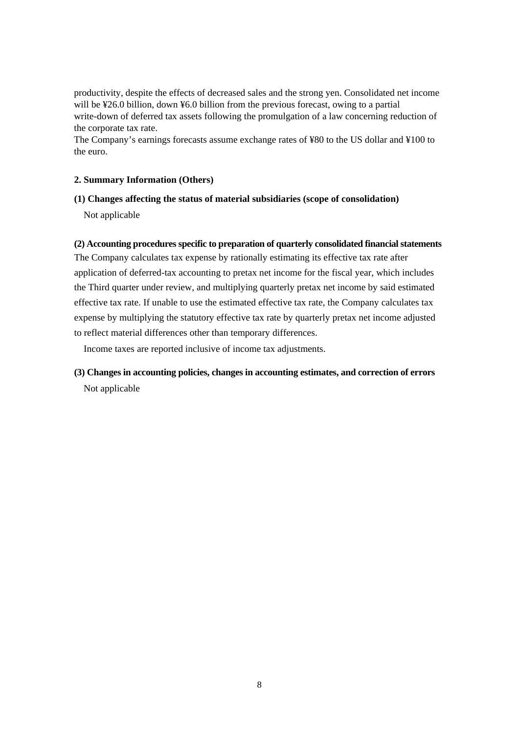productivity, despite the effects of decreased sales and the strong yen. Consolidated net income will be ¥26.0 billion, down ¥6.0 billion from the previous forecast, owing to a partial write-down of deferred tax assets following the promulgation of a law concerning reduction of the corporate tax rate.
The Company's earnings forecasts assume exchange rates of ¥80 to the US dollar and ¥100 to the euro.

## 2. Summary Information (Others)

### (1) Changes affecting the status of material subsidiaries (scope of consolidation)

Not applicable

### (2) Accounting procedures specific to preparation of quarterly consolidated financial statements

The Company calculates tax expense by rationally estimating its effective tax rate after application of deferred-tax accounting to pretax net income for the fiscal year, which includes the Third quarter under review, and multiplying quarterly pretax net income by said estimated effective tax rate. If unable to use the estimated effective tax rate, the Company calculates tax expense by multiplying the statutory effective tax rate by quarterly pretax net income adjusted to reflect material differences other than temporary differences.

Income taxes are reported inclusive of income tax adjustments.

### (3) Changes in accounting policies, changes in accounting estimates, and correction of errors

Not applicable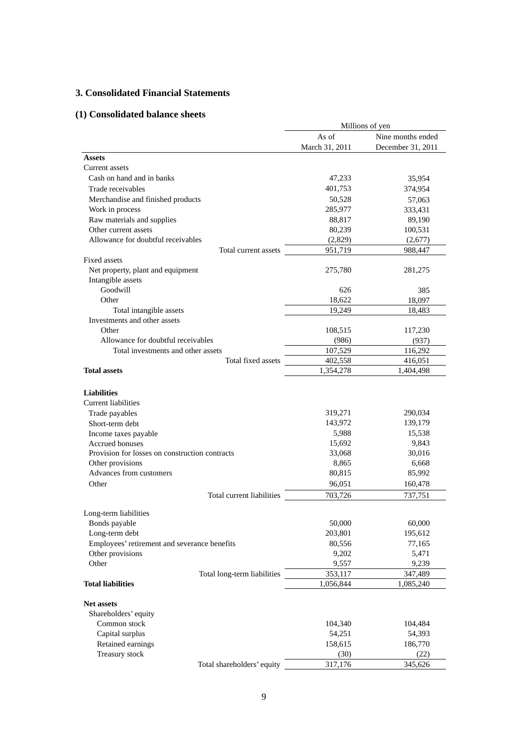## 3. Consolidated Financial Statements

### (1) Consolidated balance sheets

| | Millions of yen | |
|---|---|---|
| | As of March 31, 2011 | Nine months ended December 31, 2011 |
| **Assets** | | |
| Current assets | | |
| Cash on hand and in banks | 47,233 | 35,954 |
| Trade receivables | 401,753 | 374,954 |
| Merchandise and finished products | 50,528 | 57,063 |
| Work in process | 285,977 | 333,431 |
| Raw materials and supplies | 88,817 | 89,190 |
| Other current assets | 80,239 | 100,531 |
| Allowance for doubtful receivables | (2,829) | (2,677) |
| Total current assets | 951,719 | 988,447 |
| Fixed assets | | |
| Net property, plant and equipment | 275,780 | 281,275 |
| Intangible assets | | |
| Goodwill | 626 | 385 |
| Other | 18,622 | 18,097 |
| Total intangible assets | 19,249 | 18,483 |
| Investments and other assets | | |
| Other | 108,515 | 117,230 |
| Allowance for doubtful receivables | (986) | (937) |
| Total investments and other assets | 107,529 | 116,292 |
| Total fixed assets | 402,558 | 416,051 |
| **Total assets** | 1,354,278 | 1,404,498 |
| **Liabilities** | | |
| Current liabilities | | |
| Trade payables | 319,271 | 290,034 |
| Short-term debt | 143,972 | 139,179 |
| Income taxes payable | 5,988 | 15,538 |
| Accrued bonuses | 15,692 | 9,843 |
| Provision for losses on construction contracts | 33,068 | 30,016 |
| Other provisions | 8,865 | 6,668 |
| Advances from customers | 80,815 | 85,992 |
| Other | 96,051 | 160,478 |
| Total current liabilities | 703,726 | 737,751 |
| Long-term liabilities | | |
| Bonds payable | 50,000 | 60,000 |
| Long-term debt | 203,801 | 195,612 |
| Employees' retirement and severance benefits | 80,556 | 77,165 |
| Other provisions | 9,202 | 5,471 |
| Other | 9,557 | 9,239 |
| Total long-term liabilities | 353,117 | 347,489 |
| **Total liabilities** | 1,056,844 | 1,085,240 |
| **Net assets** | | |
| Shareholders' equity | | |
| Common stock | 104,340 | 104,484 |
| Capital surplus | 54,251 | 54,393 |
| Retained earnings | 158,615 | 186,770 |
| Treasury stock | (30) | (22) |
| Total shareholders' equity | 317,176 | 345,626 |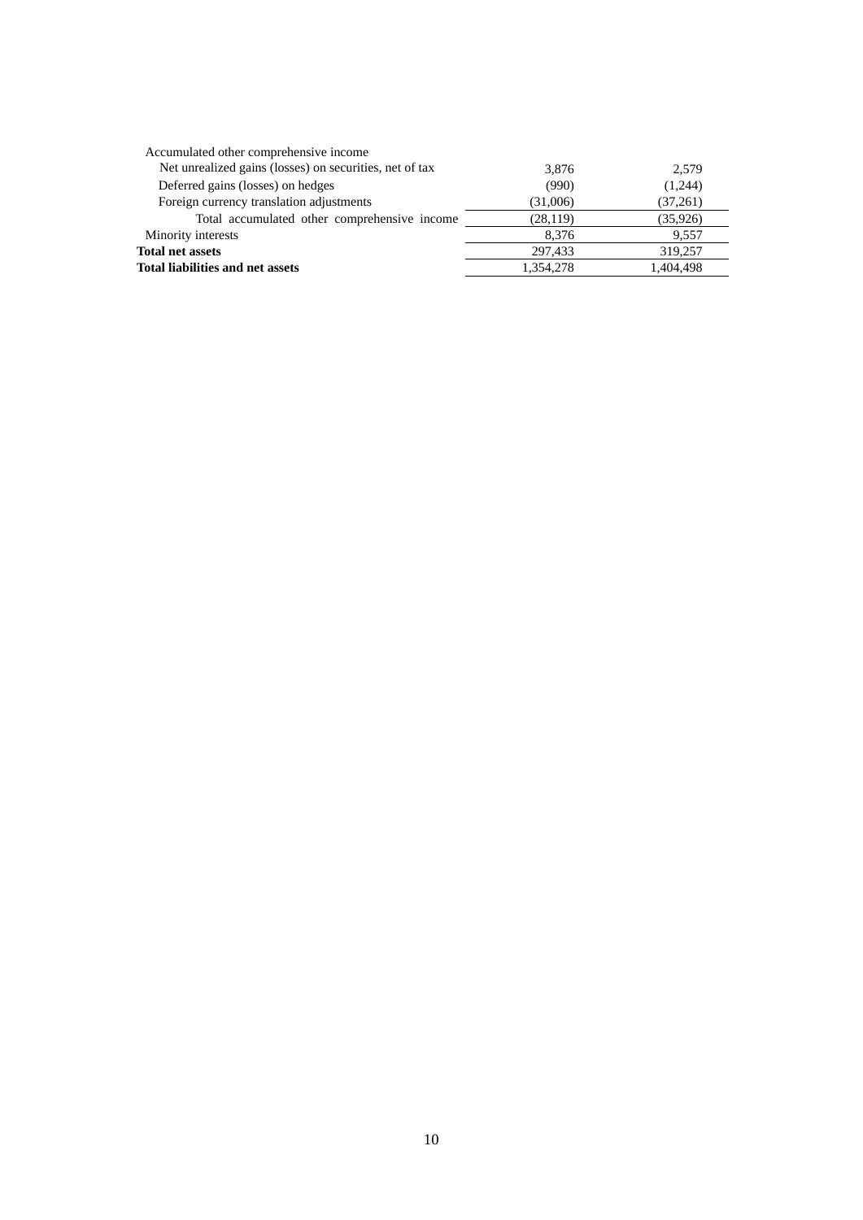| | | |
|---|---|---|
| Accumulated other comprehensive income | | |
| Net unrealized gains (losses) on securities, net of tax | 3,876 | 2,579 |
| Deferred gains (losses) on hedges | (990) | (1,244) |
| Foreign currency translation adjustments | (31,006) | (37,261) |
| Total accumulated other comprehensive income | (28,119) | (35,926) |
| Minority interests | 8,376 | 9,557 |
| **Total net assets** | 297,433 | 319,257 |
| **Total liabilities and net assets** | 1,354,278 | 1,404,498 |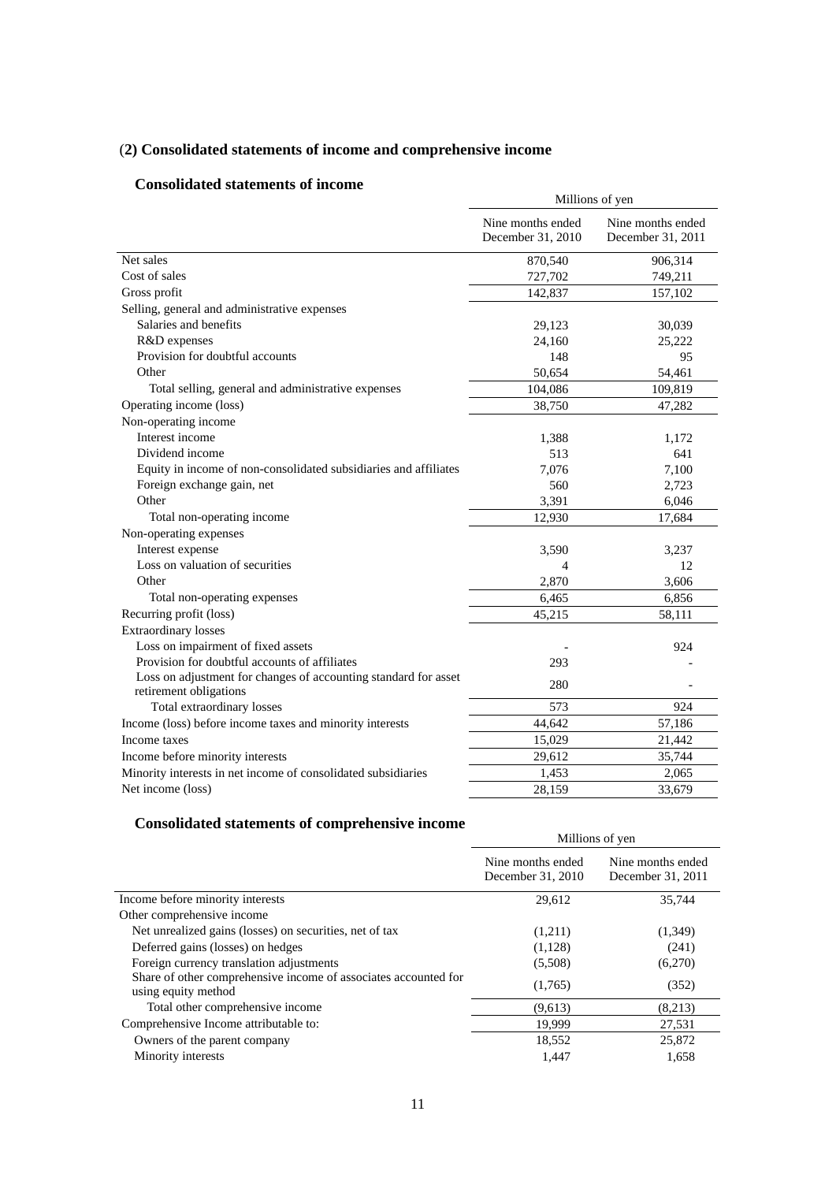## (2) Consolidated statements of income and comprehensive income

### Consolidated statements of income

| | Millions of yen | |
|---|---|---|
| | Nine months ended December 31, 2010 | Nine months ended December 31, 2011 |
| Net sales | 870,540 | 906,314 |
| Cost of sales | 727,702 | 749,211 |
| Gross profit | 142,837 | 157,102 |
| Selling, general and administrative expenses | | |
| Salaries and benefits | 29,123 | 30,039 |
| R&D expenses | 24,160 | 25,222 |
| Provision for doubtful accounts | 148 | 95 |
| Other | 50,654 | 54,461 |
| Total selling, general and administrative expenses | 104,086 | 109,819 |
| Operating income (loss) | 38,750 | 47,282 |
| Non-operating income | | |
| Interest income | 1,388 | 1,172 |
| Dividend income | 513 | 641 |
| Equity in income of non-consolidated subsidiaries and affiliates | 7,076 | 7,100 |
| Foreign exchange gain, net | 560 | 2,723 |
| Other | 3,391 | 6,046 |
| Total non-operating income | 12,930 | 17,684 |
| Non-operating expenses | | |
| Interest expense | 3,590 | 3,237 |
| Loss on valuation of securities | 4 | 12 |
| Other | 2,870 | 3,606 |
| Total non-operating expenses | 6,465 | 6,856 |
| Recurring profit (loss) | 45,215 | 58,111 |
| Extraordinary losses | | |
| Loss on impairment of fixed assets | - | 924 |
| Provision for doubtful accounts of affiliates | 293 | - |
| Loss on adjustment for changes of accounting standard for asset retirement obligations | 280 | - |
| Total extraordinary losses | 573 | 924 |
| Income (loss) before income taxes and minority interests | 44,642 | 57,186 |
| Income taxes | 15,029 | 21,442 |
| Income before minority interests | 29,612 | 35,744 |
| Minority interests in net income of consolidated subsidiaries | 1,453 | 2,065 |
| Net income (loss) | 28,159 | 33,679 |

### Consolidated statements of comprehensive income

| | Millions of yen | |
|---|---|---|
| | Nine months ended December 31, 2010 | Nine months ended December 31, 2011 |
| Income before minority interests | 29,612 | 35,744 |
| Other comprehensive income | | |
| Net unrealized gains (losses) on securities, net of tax | (1,211) | (1,349) |
| Deferred gains (losses) on hedges | (1,128) | (241) |
| Foreign currency translation adjustments | (5,508) | (6,270) |
| Share of other comprehensive income of associates accounted for using equity method | (1,765) | (352) |
| Total other comprehensive income | (9,613) | (8,213) |
| Comprehensive Income attributable to: | 19,999 | 27,531 |
| Owners of the parent company | 18,552 | 25,872 |
| Minority interests | 1,447 | 1,658 |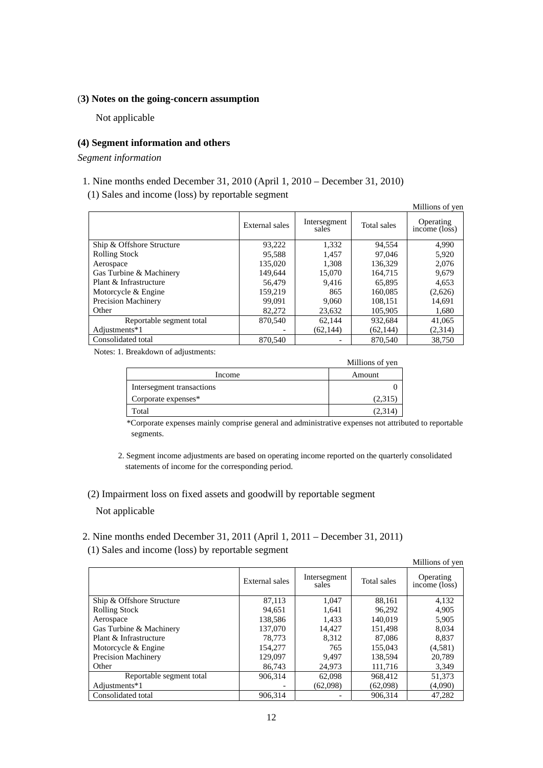### (3) Notes on the going-concern assumption

Not applicable

### (4) Segment information and others

*Segment information*

1. Nine months ended December 31, 2010 (April 1, 2010 – December 31, 2010)

(1) Sales and income (loss) by reportable segment

Millions of yen

| | External sales | Intersegment sales | Total sales | Operating income (loss) |
|---|---|---|---|---|
| Ship & Offshore Structure | 93,222 | 1,332 | 94,554 | 4,990 |
| Rolling Stock | 95,588 | 1,457 | 97,046 | 5,920 |
| Aerospace | 135,020 | 1,308 | 136,329 | 2,076 |
| Gas Turbine & Machinery | 149,644 | 15,070 | 164,715 | 9,679 |
| Plant & Infrastructure | 56,479 | 9,416 | 65,895 | 4,653 |
| Motorcycle & Engine | 159,219 | 865 | 160,085 | (2,626) |
| Precision Machinery | 99,091 | 9,060 | 108,151 | 14,691 |
| Other | 82,272 | 23,632 | 105,905 | 1,680 |
| Reportable segment total | 870,540 | 62,144 | 932,684 | 41,065 |
| Adjustments*1 | - | (62,144) | (62,144) | (2,314) |
| Consolidated total | 870,540 | - | 870,540 | 38,750 |

Notes: 1. Breakdown of adjustments:

Millions of yen

| Income | Amount |
|---|---|
| Intersegment transactions | 0 |
| Corporate expenses* | (2,315) |
| Total | (2,314) |

*Corporate expenses mainly comprise general and administrative expenses not attributed to reportable segments.

2. Segment income adjustments are based on operating income reported on the quarterly consolidated statements of income for the corresponding period.

(2) Impairment loss on fixed assets and goodwill by reportable segment

Not applicable

2. Nine months ended December 31, 2011 (April 1, 2011 – December 31, 2011)

(1) Sales and income (loss) by reportable segment

Millions of yen

| | External sales | Intersegment sales | Total sales | Operating income (loss) |
|---|---|---|---|---|
| Ship & Offshore Structure | 87,113 | 1,047 | 88,161 | 4,132 |
| Rolling Stock | 94,651 | 1,641 | 96,292 | 4,905 |
| Aerospace | 138,586 | 1,433 | 140,019 | 5,905 |
| Gas Turbine & Machinery | 137,070 | 14,427 | 151,498 | 8,034 |
| Plant & Infrastructure | 78,773 | 8,312 | 87,086 | 8,837 |
| Motorcycle & Engine | 154,277 | 765 | 155,043 | (4,581) |
| Precision Machinery | 129,097 | 9,497 | 138,594 | 20,789 |
| Other | 86,743 | 24,973 | 111,716 | 3,349 |
| Reportable segment total | 906,314 | 62,098 | 968,412 | 51,373 |
| Adjustments*1 | - | (62,098) | (62,098) | (4,090) |
| Consolidated total | 906,314 | - | 906,314 | 47,282 |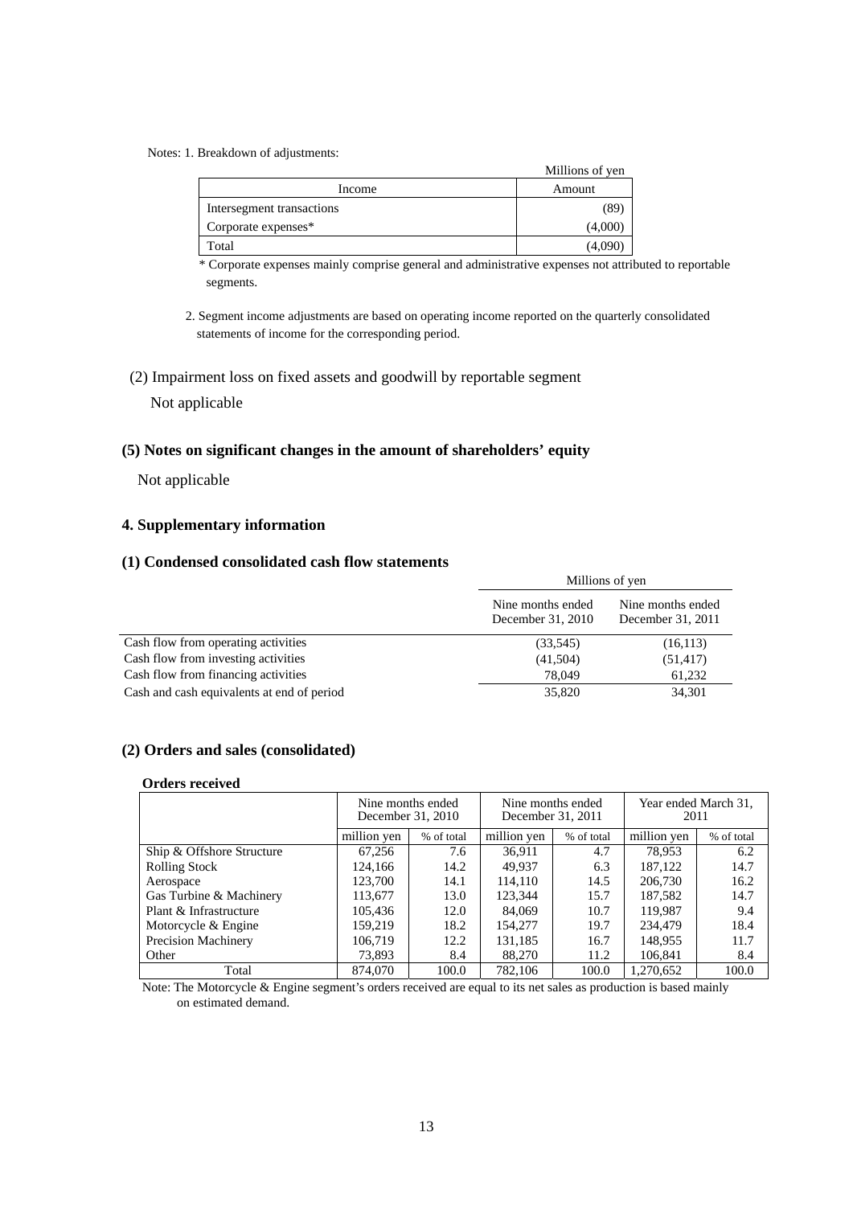Notes: 1. Breakdown of adjustments:

Millions of yen

| Income | Amount |
|---|---|
| Intersegment transactions | (89) |
| Corporate expenses* | (4,000) |
| Total | (4,090) |

\* Corporate expenses mainly comprise general and administrative expenses not attributed to reportable segments.

2. Segment income adjustments are based on operating income reported on the quarterly consolidated statements of income for the corresponding period.

(2) Impairment loss on fixed assets and goodwill by reportable segment

Not applicable

### (5) Notes on significant changes in the amount of shareholders' equity

Not applicable

## 4. Supplementary information

### (1) Condensed consolidated cash flow statements

| | Millions of yen | |
|---|---|---|
| | Nine months ended December 31, 2010 | Nine months ended December 31, 2011 |
| Cash flow from operating activities | (33,545) | (16,113) |
| Cash flow from investing activities | (41,504) | (51,417) |
| Cash flow from financing activities | 78,049 | 61,232 |
| Cash and cash equivalents at end of period | 35,820 | 34,301 |

### (2) Orders and sales (consolidated)

**Orders received**

| | Nine months ended December 31, 2010 | | Nine months ended December 31, 2011 | | Year ended March 31, 2011 | |
|---|---|---|---|---|---|---|
| | million yen | % of total | million yen | % of total | million yen | % of total |
| Ship & Offshore Structure | 67,256 | 7.6 | 36,911 | 4.7 | 78,953 | 6.2 |
| Rolling Stock | 124,166 | 14.2 | 49,937 | 6.3 | 187,122 | 14.7 |
| Aerospace | 123,700 | 14.1 | 114,110 | 14.5 | 206,730 | 16.2 |
| Gas Turbine & Machinery | 113,677 | 13.0 | 123,344 | 15.7 | 187,582 | 14.7 |
| Plant & Infrastructure | 105,436 | 12.0 | 84,069 | 10.7 | 119,987 | 9.4 |
| Motorcycle & Engine | 159,219 | 18.2 | 154,277 | 19.7 | 234,479 | 18.4 |
| Precision Machinery | 106,719 | 12.2 | 131,185 | 16.7 | 148,955 | 11.7 |
| Other | 73,893 | 8.4 | 88,270 | 11.2 | 106,841 | 8.4 |
| Total | 874,070 | 100.0 | 782,106 | 100.0 | 1,270,652 | 100.0 |

Note: The Motorcycle & Engine segment's orders received are equal to its net sales as production is based mainly on estimated demand.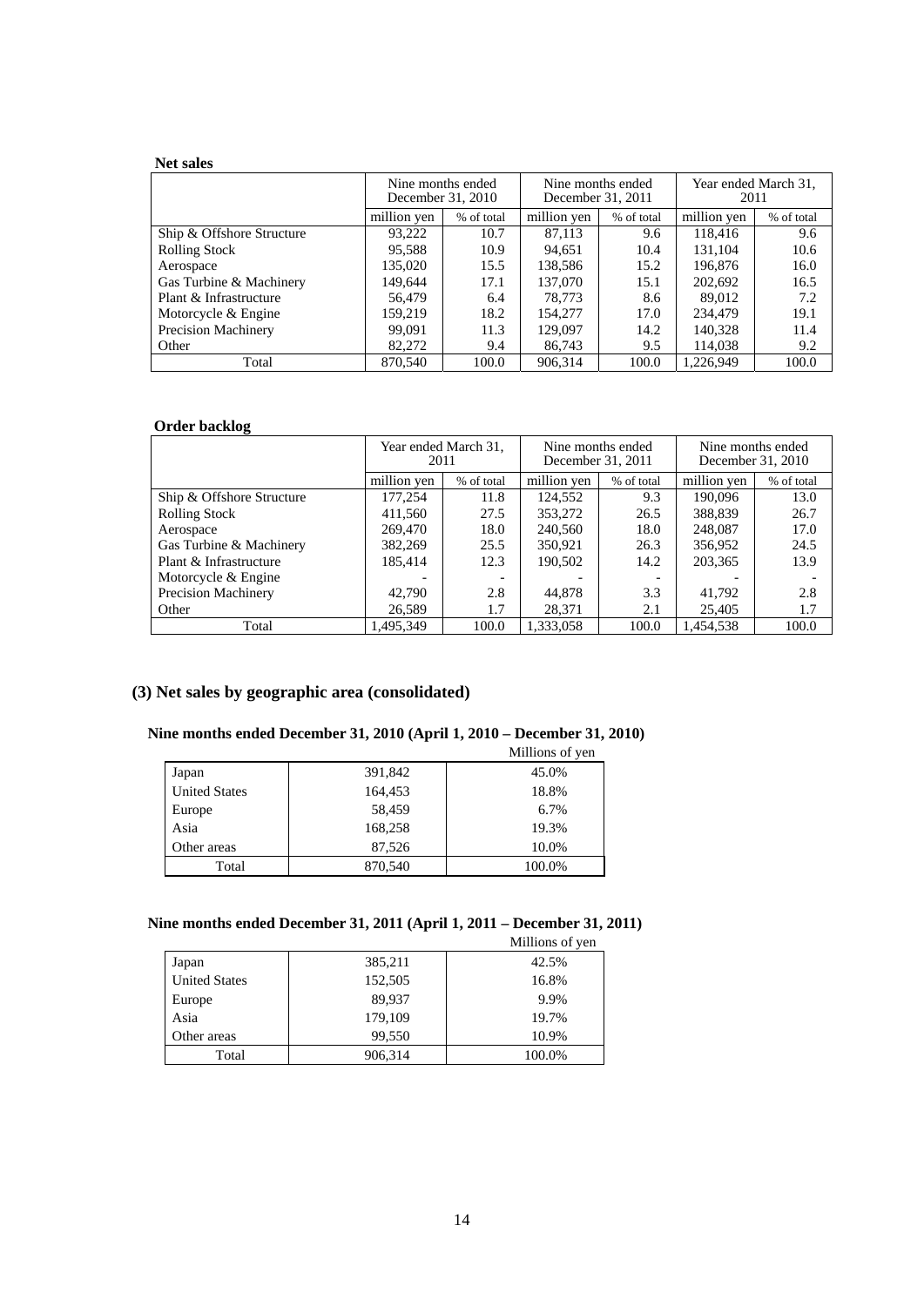**Net sales**

| | Nine months ended December 31, 2010 | | Nine months ended December 31, 2011 | | Year ended March 31, 2011 | |
|---|---|---|---|---|---|---|
| | million yen | % of total | million yen | % of total | million yen | % of total |
| Ship & Offshore Structure | 93,222 | 10.7 | 87,113 | 9.6 | 118,416 | 9.6 |
| Rolling Stock | 95,588 | 10.9 | 94,651 | 10.4 | 131,104 | 10.6 |
| Aerospace | 135,020 | 15.5 | 138,586 | 15.2 | 196,876 | 16.0 |
| Gas Turbine & Machinery | 149,644 | 17.1 | 137,070 | 15.1 | 202,692 | 16.5 |
| Plant & Infrastructure | 56,479 | 6.4 | 78,773 | 8.6 | 89,012 | 7.2 |
| Motorcycle & Engine | 159,219 | 18.2 | 154,277 | 17.0 | 234,479 | 19.1 |
| Precision Machinery | 99,091 | 11.3 | 129,097 | 14.2 | 140,328 | 11.4 |
| Other | 82,272 | 9.4 | 86,743 | 9.5 | 114,038 | 9.2 |
| Total | 870,540 | 100.0 | 906,314 | 100.0 | 1,226,949 | 100.0 |

**Order backlog**

| | Year ended March 31, 2011 | | Nine months ended December 31, 2011 | | Nine months ended December 31, 2010 | |
|---|---|---|---|---|---|---|
| | million yen | % of total | million yen | % of total | million yen | % of total |
| Ship & Offshore Structure | 177,254 | 11.8 | 124,552 | 9.3 | 190,096 | 13.0 |
| Rolling Stock | 411,560 | 27.5 | 353,272 | 26.5 | 388,839 | 26.7 |
| Aerospace | 269,470 | 18.0 | 240,560 | 18.0 | 248,087 | 17.0 |
| Gas Turbine & Machinery | 382,269 | 25.5 | 350,921 | 26.3 | 356,952 | 24.5 |
| Plant & Infrastructure | 185,414 | 12.3 | 190,502 | 14.2 | 203,365 | 13.9 |
| Motorcycle & Engine | - | - | - | - | - | - |
| Precision Machinery | 42,790 | 2.8 | 44,878 | 3.3 | 41,792 | 2.8 |
| Other | 26,589 | 1.7 | 28,371 | 2.1 | 25,405 | 1.7 |
| Total | 1,495,349 | 100.0 | 1,333,058 | 100.0 | 1,454,538 | 100.0 |

## (3) Net sales by geographic area (consolidated)

### Nine months ended December 31, 2010 (April 1, 2010 – December 31, 2010)

Millions of yen

| | | |
|---|---|---|
| Japan | 391,842 | 45.0% |
| United States | 164,453 | 18.8% |
| Europe | 58,459 | 6.7% |
| Asia | 168,258 | 19.3% |
| Other areas | 87,526 | 10.0% |
| Total | 870,540 | 100.0% |

### Nine months ended December 31, 2011 (April 1, 2011 – December 31, 2011)

Millions of yen

| | | |
|---|---|---|
| Japan | 385,211 | 42.5% |
| United States | 152,505 | 16.8% |
| Europe | 89,937 | 9.9% |
| Asia | 179,109 | 19.7% |
| Other areas | 99,550 | 10.9% |
| Total | 906,314 | 100.0% |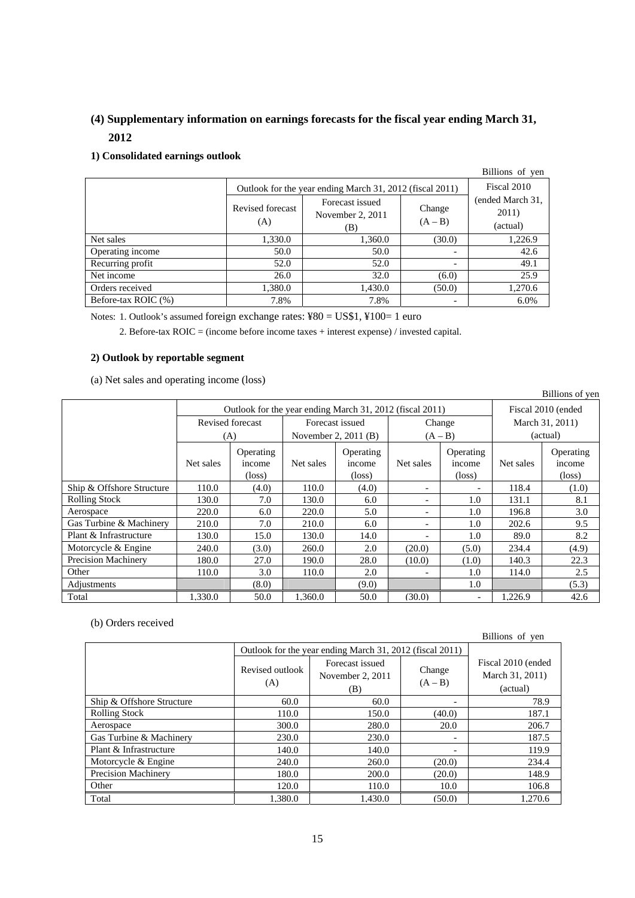## (4) Supplementary information on earnings forecasts for the fiscal year ending March 31, 2012

### 1) Consolidated earnings outlook

Billions of yen

| | Outlook for the year ending March 31, 2012 (fiscal 2011) | | | Fiscal 2010 (ended March 31, 2011) (actual) |
|---|---|---|---|---|
| | Revised forecast (A) | Forecast issued November 2, 2011 (B) | Change (A – B) | |
| Net sales | 1,330.0 | 1,360.0 | (30.0) | 1,226.9 |
| Operating income | 50.0 | 50.0 | - | 42.6 |
| Recurring profit | 52.0 | 52.0 | - | 49.1 |
| Net income | 26.0 | 32.0 | (6.0) | 25.9 |
| Orders received | 1,380.0 | 1,430.0 | (50.0) | 1,270.6 |
| Before-tax ROIC (%) | 7.8% | 7.8% | - | 6.0% |

Notes: 1. Outlook's assumed foreign exchange rates: ¥80 = US$1, ¥100= 1 euro

2. Before-tax ROIC = (income before income taxes + interest expense) / invested capital.

### 2) Outlook by reportable segment

(a) Net sales and operating income (loss)

Billions of yen

| | Outlook for the year ending March 31, 2012 (fiscal 2011) | | | | | | Fiscal 2010 (ended March 31, 2011) (actual) | |
|---|---|---|---|---|---|---|---|---|
| | Revised forecast (A) | | Forecast issued November 2, 2011 (B) | | Change (A – B) | | | |
| | Net sales | Operating income (loss) | Net sales | Operating income (loss) | Net sales | Operating income (loss) | Net sales | Operating income (loss) |
| Ship & Offshore Structure | 110.0 | (4.0) | 110.0 | (4.0) | - | - | 118.4 | (1.0) |
| Rolling Stock | 130.0 | 7.0 | 130.0 | 6.0 | - | 1.0 | 131.1 | 8.1 |
| Aerospace | 220.0 | 6.0 | 220.0 | 5.0 | - | 1.0 | 196.8 | 3.0 |
| Gas Turbine & Machinery | 210.0 | 7.0 | 210.0 | 6.0 | - | 1.0 | 202.6 | 9.5 |
| Plant & Infrastructure | 130.0 | 15.0 | 130.0 | 14.0 | - | 1.0 | 89.0 | 8.2 |
| Motorcycle & Engine | 240.0 | (3.0) | 260.0 | 2.0 | (20.0) | (5.0) | 234.4 | (4.9) |
| Precision Machinery | 180.0 | 27.0 | 190.0 | 28.0 | (10.0) | (1.0) | 140.3 | 22.3 |
| Other | 110.0 | 3.0 | 110.0 | 2.0 | - | 1.0 | 114.0 | 2.5 |
| Adjustments | | (8.0) | | (9.0) | | 1.0 | | (5.3) |
| Total | 1,330.0 | 50.0 | 1,360.0 | 50.0 | (30.0) | - | 1,226.9 | 42.6 |

(b) Orders received

Billions of yen

| | Outlook for the year ending March 31, 2012 (fiscal 2011) | | | Fiscal 2010 (ended March 31, 2011) (actual) |
|---|---|---|---|---|
| | Revised outlook (A) | Forecast issued November 2, 2011 (B) | Change (A – B) | |
| Ship & Offshore Structure | 60.0 | 60.0 | - | 78.9 |
| Rolling Stock | 110.0 | 150.0 | (40.0) | 187.1 |
| Aerospace | 300.0 | 280.0 | 20.0 | 206.7 |
| Gas Turbine & Machinery | 230.0 | 230.0 | - | 187.5 |
| Plant & Infrastructure | 140.0 | 140.0 | - | 119.9 |
| Motorcycle & Engine | 240.0 | 260.0 | (20.0) | 234.4 |
| Precision Machinery | 180.0 | 200.0 | (20.0) | 148.9 |
| Other | 120.0 | 110.0 | 10.0 | 106.8 |
| Total | 1,380.0 | 1,430.0 | (50.0) | 1,270.6 |